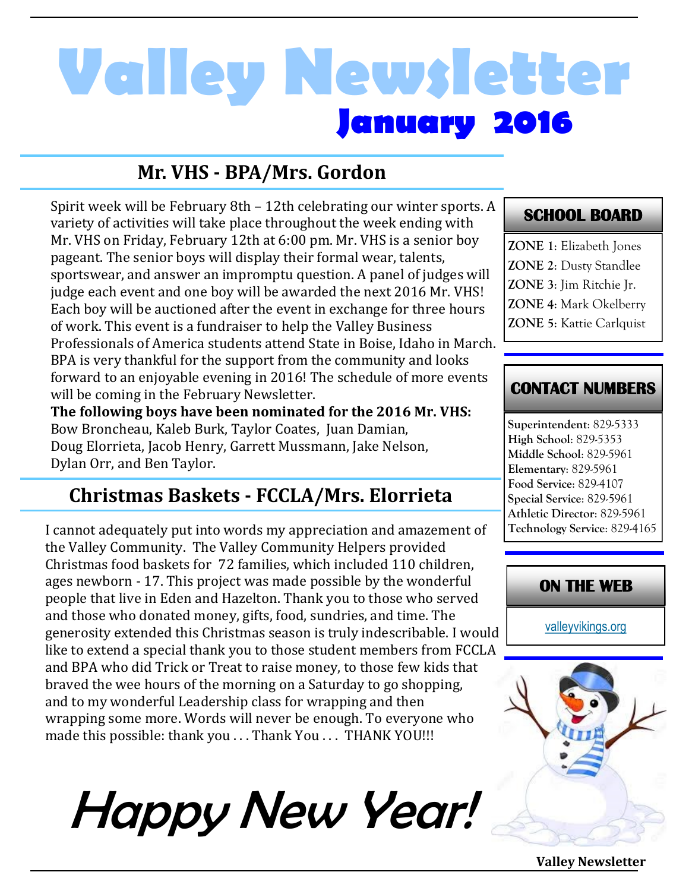# Valley Newsletter

## January 2016

## Mr. VHS - BPA/Mrs. Gordon

Spirit week will be February 8th – 12th celebrating our winter sports. A variety of activities will take place throughout the week ending with Mr. VHS on Friday, February 12th at 6:00 pm. Mr. VHS is a senior boy pageant. The senior boys will display their formal wear, talents, sportswear, and answer an impromptu question. A panel of judges will judge each event and one boy will be awarded the next 2016 Mr. VHS! Each boy will be auctioned after the event in exchange for three hours of work. This event is a fundraiser to help the Valley Business Professionals of America students attend State in Boise, Idaho in March. BPA is very thankful for the support from the community and looks forward to an enjoyable evening in 2016! The schedule of more events will be coming in the February Newsletter.

**The following boys have been nominated for the 2016 Mr. VHS:**
Bow Broncheau, Kaleb Burk, Taylor Coates, Juan Damian, Doug Elorrieta, Jacob Henry, Garrett Mussmann, Jake Nelson, Dylan Orr, and Ben Taylor.

## Christmas Baskets - FCCLA/Mrs. Elorrieta

I cannot adequately put into words my appreciation and amazement of the Valley Community. The Valley Community Helpers provided Christmas food baskets for 72 families, which included 110 children, ages newborn - 17. This project was made possible by the wonderful people that live in Eden and Hazelton. Thank you to those who served and those who donated money, gifts, food, sundries, and time. The generosity extended this Christmas season is truly indescribable. I would like to extend a special thank you to those student members from FCCLA and BPA who did Trick or Treat to raise money, to those few kids that braved the wee hours of the morning on a Saturday to go shopping, and to my wonderful Leadership class for wrapping and then wrapping some more. Words will never be enough. To everyone who made this possible: thank you . . . Thank You . . . THANK YOU!!!

# *Happy New Year!*

### SCHOOL BOARD

**ZONE 1**: Elizabeth Jones
**ZONE 2**: Dusty Standlee
**ZONE 3**: Jim Ritchie Jr.
**ZONE 4**: Mark Okelberry
**ZONE 5**: Kattie Carlquist

### CONTACT NUMBERS

**Superintendent**: 829-5333
**High School**: 829-5353
**Middle School**: 829-5961
**Elementary**: 829-5961
**Food Service**: 829-4107
**Special Service**: 829-5961
**Athletic Director**: 829-5961
**Technology Service**: 829-4165

### ON THE WEB

valleyvikings.org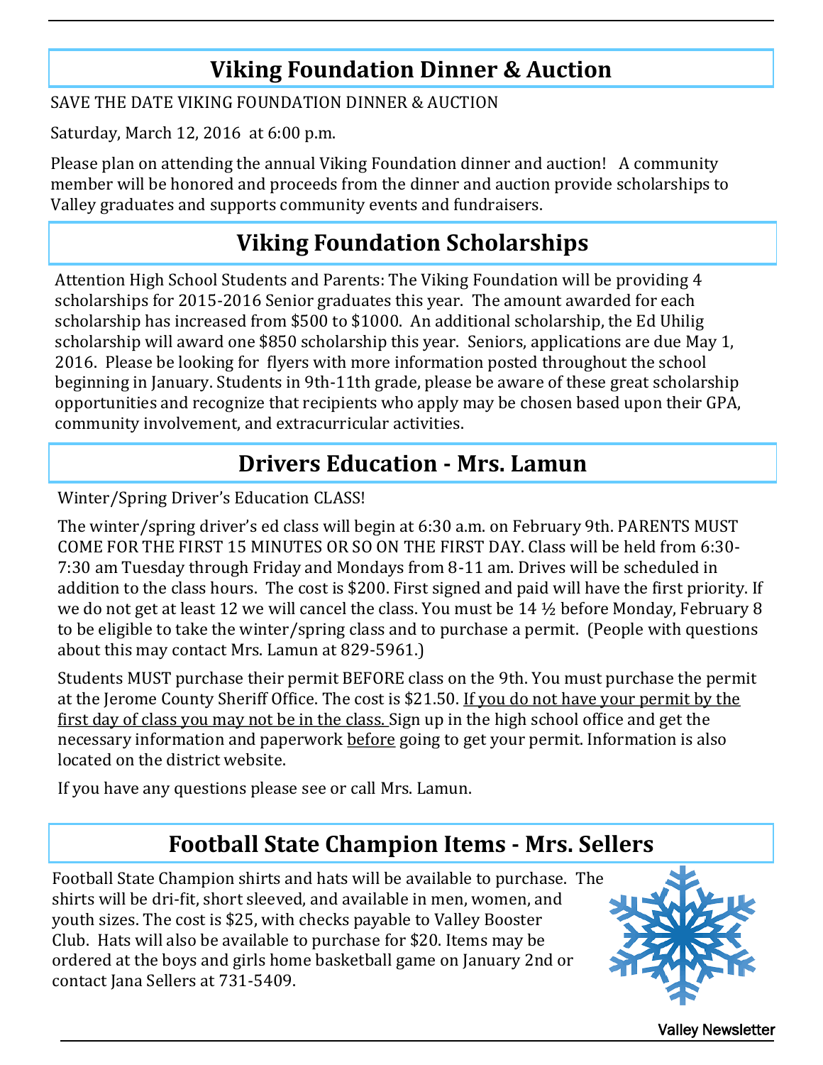## Viking Foundation Dinner & Auction

SAVE THE DATE VIKING FOUNDATION DINNER & AUCTION

Saturday, March 12, 2016 at 6:00 p.m.

Please plan on attending the annual Viking Foundation dinner and auction! A community member will be honored and proceeds from the dinner and auction provide scholarships to Valley graduates and supports community events and fundraisers.

## Viking Foundation Scholarships

Attention High School Students and Parents: The Viking Foundation will be providing 4 scholarships for 2015-2016 Senior graduates this year. The amount awarded for each scholarship has increased from $500 to $1000. An additional scholarship, the Ed Uhilig scholarship will award one $850 scholarship this year. Seniors, applications are due May 1, 2016. Please be looking for flyers with more information posted throughout the school beginning in January. Students in 9th-11th grade, please be aware of these great scholarship opportunities and recognize that recipients who apply may be chosen based upon their GPA, community involvement, and extracurricular activities.

## Drivers Education - Mrs. Lamun

Winter/Spring Driver's Education CLASS!

The winter/spring driver's ed class will begin at 6:30 a.m. on February 9th. PARENTS MUST COME FOR THE FIRST 15 MINUTES OR SO ON THE FIRST DAY. Class will be held from 6:30-7:30 am Tuesday through Friday and Mondays from 8-11 am. Drives will be scheduled in addition to the class hours. The cost is $200. First signed and paid will have the first priority. If we do not get at least 12 we will cancel the class. You must be 14 ½ before Monday, February 8 to be eligible to take the winter/spring class and to purchase a permit. (People with questions about this may contact Mrs. Lamun at 829-5961.)

Students MUST purchase their permit BEFORE class on the 9th. You must purchase the permit at the Jerome County Sheriff Office. The cost is $21.50. <u>If you do not have your permit by the first day of class you may not be in the class.</u> Sign up in the high school office and get the necessary information and paperwork <u>before</u> going to get your permit. Information is also located on the district website.

If you have any questions please see or call Mrs. Lamun.

## Football State Champion Items - Mrs. Sellers

Football State Champion shirts and hats will be available to purchase. The shirts will be dri-fit, short sleeved, and available in men, women, and youth sizes. The cost is $25, with checks payable to Valley Booster Club. Hats will also be available to purchase for $20. Items may be ordered at the boys and girls home basketball game on January 2nd or contact Jana Sellers at 731-5409.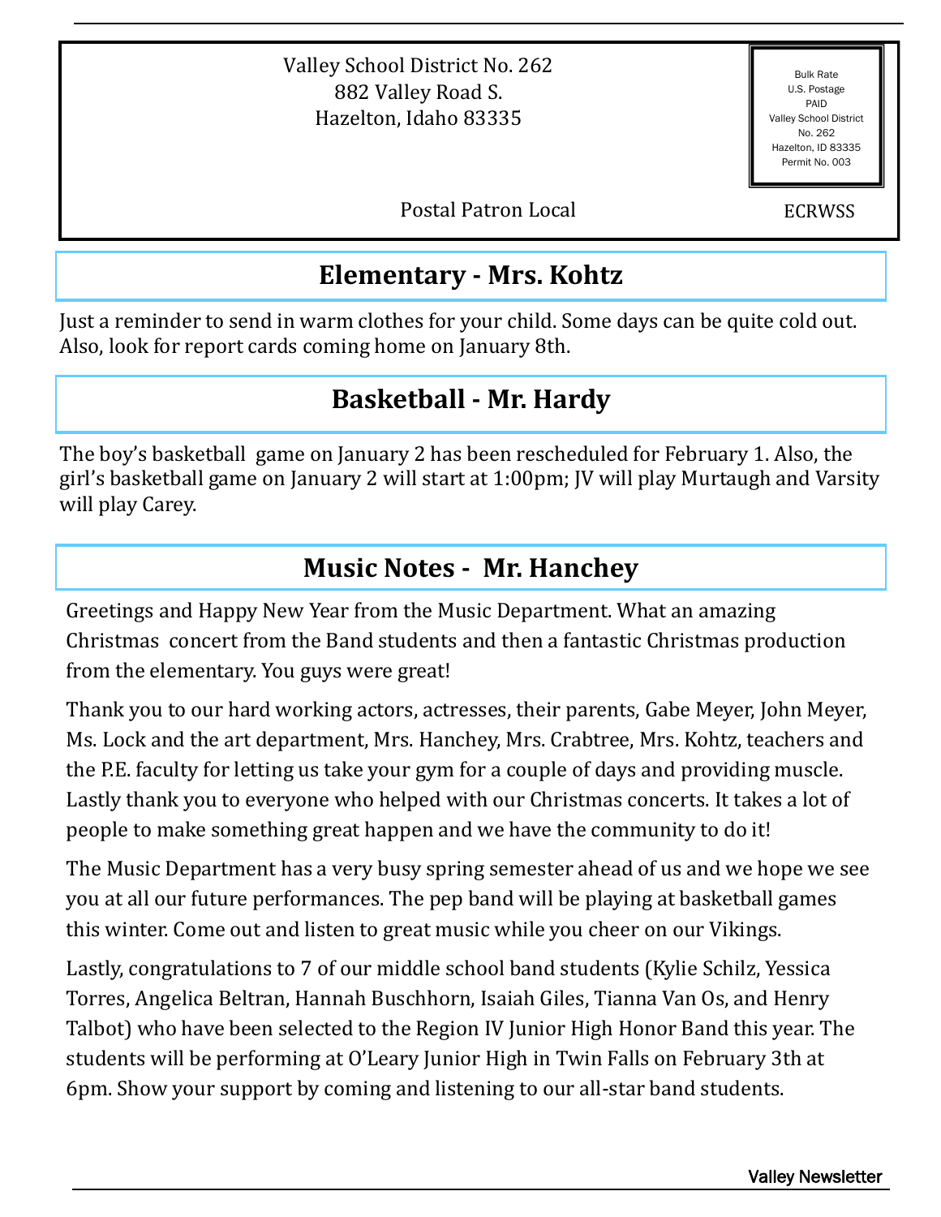Valley School District No. 262
882 Valley Road S.
Hazelton, Idaho 83335

Bulk Rate
U.S. Postage
PAID
Valley School District
No. 262
Hazelton, ID 83335
Permit No. 003

Postal Patron Local

ECRWSS

## Elementary - Mrs. Kohtz

Just a reminder to send in warm clothes for your child. Some days can be quite cold out. Also, look for report cards coming home on January 8th.

## Basketball - Mr. Hardy

The boy's basketball game on January 2 has been rescheduled for February 1. Also, the girl's basketball game on January 2 will start at 1:00pm; JV will play Murtaugh and Varsity will play Carey.

## Music Notes - Mr. Hanchey

Greetings and Happy New Year from the Music Department. What an amazing Christmas concert from the Band students and then a fantastic Christmas production from the elementary. You guys were great!

Thank you to our hard working actors, actresses, their parents, Gabe Meyer, John Meyer, Ms. Lock and the art department, Mrs. Hanchey, Mrs. Crabtree, Mrs. Kohtz, teachers and the P.E. faculty for letting us take your gym for a couple of days and providing muscle. Lastly thank you to everyone who helped with our Christmas concerts. It takes a lot of people to make something great happen and we have the community to do it!

The Music Department has a very busy spring semester ahead of us and we hope we see you at all our future performances. The pep band will be playing at basketball games this winter. Come out and listen to great music while you cheer on our Vikings.

Lastly, congratulations to 7 of our middle school band students (Kylie Schilz, Yessica Torres, Angelica Beltran, Hannah Buschhorn, Isaiah Giles, Tianna Van Os, and Henry Talbot) who have been selected to the Region IV Junior High Honor Band this year. The students will be performing at O'Leary Junior High in Twin Falls on February 3th at 6pm. Show your support by coming and listening to our all-star band students.